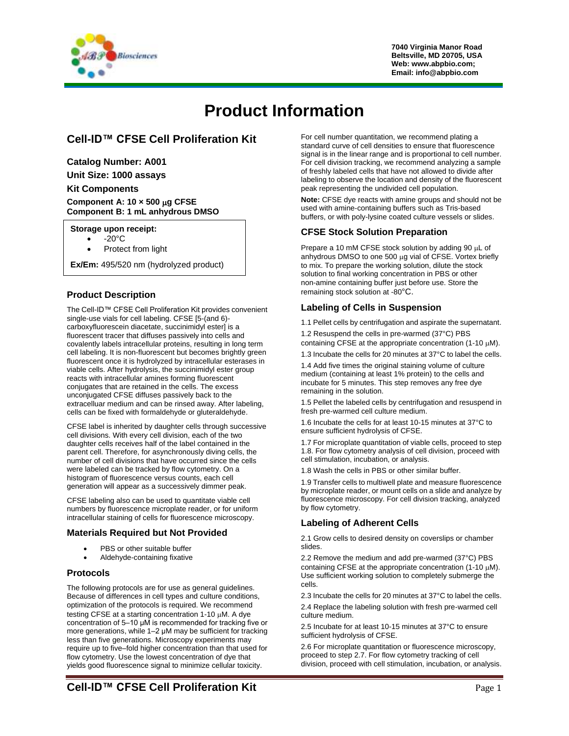7040 Virginia Manor Road
Beltsville, MD 20705, USA
Web: www.abpbio.com;
Email: info@abpbio.com

# Product Information

## Cell-ID™ CFSE Cell Proliferation Kit

**Catalog Number: A001**

**Unit Size: 1000 assays**

**Kit Components**

**Component A: 10 × 500 μg CFSE**
**Component B: 1 mL anhydrous DMSO**

**Storage upon receipt:**

- -20°C
- Protect from light

**Ex/Em:** 495/520 nm (hydrolyzed product)

### Product Description

The Cell-ID™ CFSE Cell Proliferation Kit provides convenient single-use vials for cell labeling. CFSE [5-(and 6)-carboxyfluorescein diacetate, succinimidyl ester] is a fluorescent tracer that diffuses passively into cells and covalently labels intracellular proteins, resulting in long term cell labeling. It is non-fluorescent but becomes brightly green fluorescent once it is hydrolyzed by intracellular esterases in viable cells. After hydrolysis, the succinimidyl ester group reacts with intracellular amines forming fluorescent conjugates that are retained in the cells. The excess unconjugated CFSE diffuses passively back to the extracelluar medium and can be rinsed away. After labeling, cells can be fixed with formaldehyde or gluteraldehyde.

CFSE label is inherited by daughter cells through successive cell divisions. With every cell division, each of the two daughter cells receives half of the label contained in the parent cell. Therefore, for asynchronously diving cells, the number of cell divisions that have occurred since the cells were labeled can be tracked by flow cytometry. On a histogram of fluorescence versus counts, each cell generation will appear as a successively dimmer peak.

CFSE labeling also can be used to quantitate viable cell numbers by fluorescence microplate reader, or for uniform intracellular staining of cells for fluorescence microscopy.

### Materials Required but Not Provided

- PBS or other suitable buffer
- Aldehyde-containing fixative

### Protocols

The following protocols are for use as general guidelines. Because of differences in cell types and culture conditions, optimization of the protocols is required. We recommend testing CFSE at a starting concentration 1-10 μM. A dye concentration of 5–10 μM is recommended for tracking five or more generations, while 1–2 μM may be sufficient for tracking less than five generations. Microscopy experiments may require up to five–fold higher concentration than that used for flow cytometry. Use the lowest concentration of dye that yields good fluorescence signal to minimize cellular toxicity.

For cell number quantitation, we recommend plating a standard curve of cell densities to ensure that fluorescence signal is in the linear range and is proportional to cell number. For cell division tracking, we recommend analyzing a sample of freshly labeled cells that have not allowed to divide after labeling to observe the location and density of the fluorescent peak representing the undivided cell population.

**Note:** CFSE dye reacts with amine groups and should not be used with amine-containing buffers such as Tris-based buffers, or with poly-lysine coated culture vessels or slides.

### CFSE Stock Solution Preparation

Prepare a 10 mM CFSE stock solution by adding 90 μL of anhydrous DMSO to one 500 μg vial of CFSE. Vortex briefly to mix. To prepare the working solution, dilute the stock solution to final working concentration in PBS or other non-amine containing buffer just before use. Store the remaining stock solution at -80°C.

### Labeling of Cells in Suspension

1.1 Pellet cells by centrifugation and aspirate the supernatant.

1.2 Resuspend the cells in pre-warmed (37°C) PBS containing CFSE at the appropriate concentration (1-10 μM).

1.3 Incubate the cells for 20 minutes at 37°C to label the cells.

1.4 Add five times the original staining volume of culture medium (containing at least 1% protein) to the cells and incubate for 5 minutes. This step removes any free dye remaining in the solution.

1.5 Pellet the labeled cells by centrifugation and resuspend in fresh pre-warmed cell culture medium.

1.6 Incubate the cells for at least 10-15 minutes at 37°C to ensure sufficient hydrolysis of CFSE.

1.7 For microplate quantitation of viable cells, proceed to step 1.8. For flow cytometry analysis of cell division, proceed with cell stimulation, incubation, or analysis.

1.8 Wash the cells in PBS or other similar buffer.

1.9 Transfer cells to multiwell plate and measure fluorescence by microplate reader, or mount cells on a slide and analyze by fluorescence microscopy. For cell division tracking, analyzed by flow cytometry.

### Labeling of Adherent Cells

2.1 Grow cells to desired density on coverslips or chamber slides.

2.2 Remove the medium and add pre-warmed (37°C) PBS containing CFSE at the appropriate concentration (1-10 μM). Use sufficient working solution to completely submerge the cells.

2.3 Incubate the cells for 20 minutes at 37°C to label the cells.

2.4 Replace the labeling solution with fresh pre-warmed cell culture medium.

2.5 Incubate for at least 10-15 minutes at 37°C to ensure sufficient hydrolysis of CFSE.

2.6 For microplate quantitation or fluorescence microscopy, proceed to step 2.7. For flow cytometry tracking of cell division, proceed with cell stimulation, incubation, or analysis.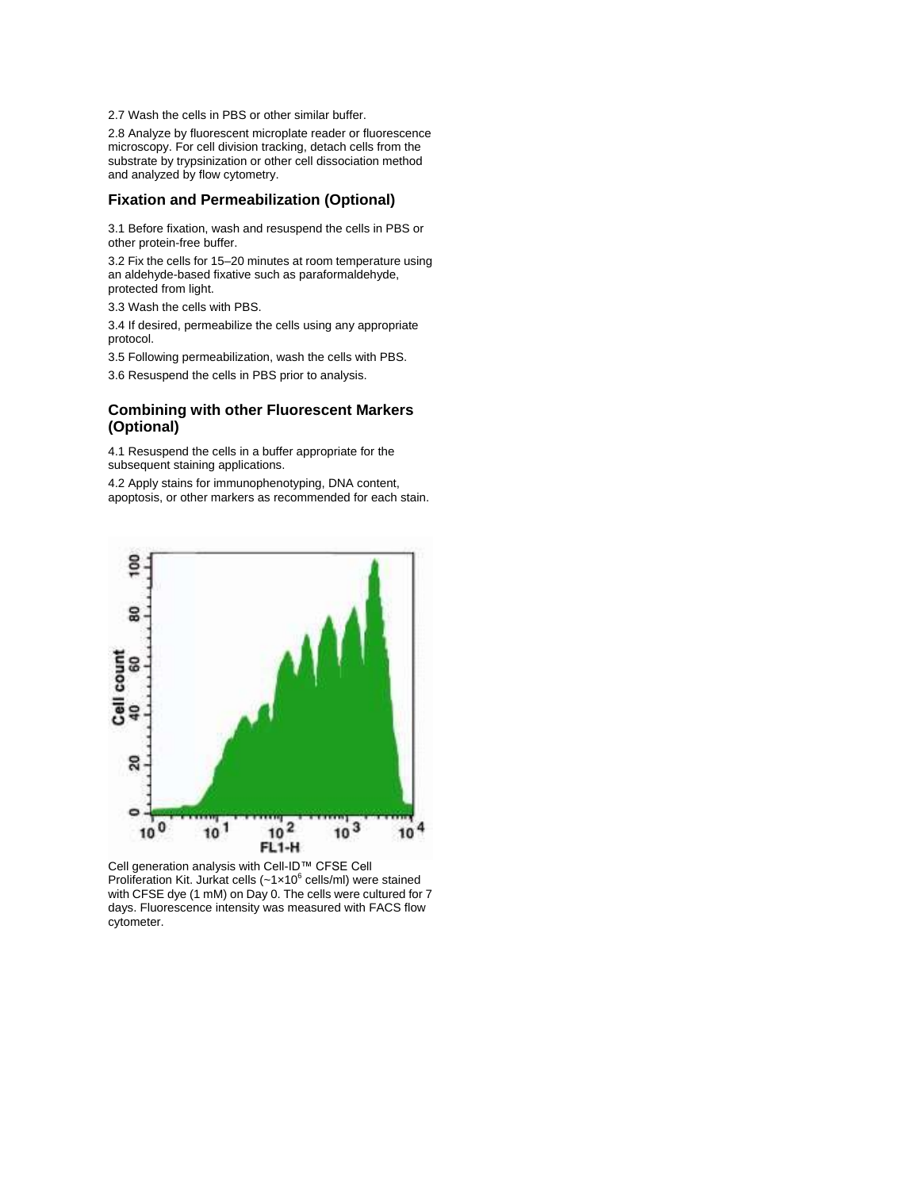2.7 Wash the cells in PBS or other similar buffer.

2.8 Analyze by fluorescent microplate reader or fluorescence microscopy. For cell division tracking, detach cells from the substrate by trypsinization or other cell dissociation method and analyzed by flow cytometry.

## Fixation and Permeabilization (Optional)

3.1 Before fixation, wash and resuspend the cells in PBS or other protein-free buffer.

3.2 Fix the cells for 15–20 minutes at room temperature using an aldehyde-based fixative such as paraformaldehyde, protected from light.

3.3 Wash the cells with PBS.

3.4 If desired, permeabilize the cells using any appropriate protocol.

3.5 Following permeabilization, wash the cells with PBS.

3.6 Resuspend the cells in PBS prior to analysis.

## Combining with other Fluorescent Markers (Optional)

4.1 Resuspend the cells in a buffer appropriate for the subsequent staining applications.

4.2 Apply stains for immunophenotyping, DNA content, apoptosis, or other markers as recommended for each stain.

Cell count

0
20
40
60
80
100

$10^0$ $10^1$ $10^2$ $10^3$ $10^4$

FL1-H

Cell generation analysis with Cell-ID™ CFSE Cell Proliferation Kit. Jurkat cells (~$1\times10^6$ cells/ml) were stained with CFSE dye (1 mM) on Day 0. The cells were cultured for 7 days. Fluorescence intensity was measured with FACS flow cytometer.